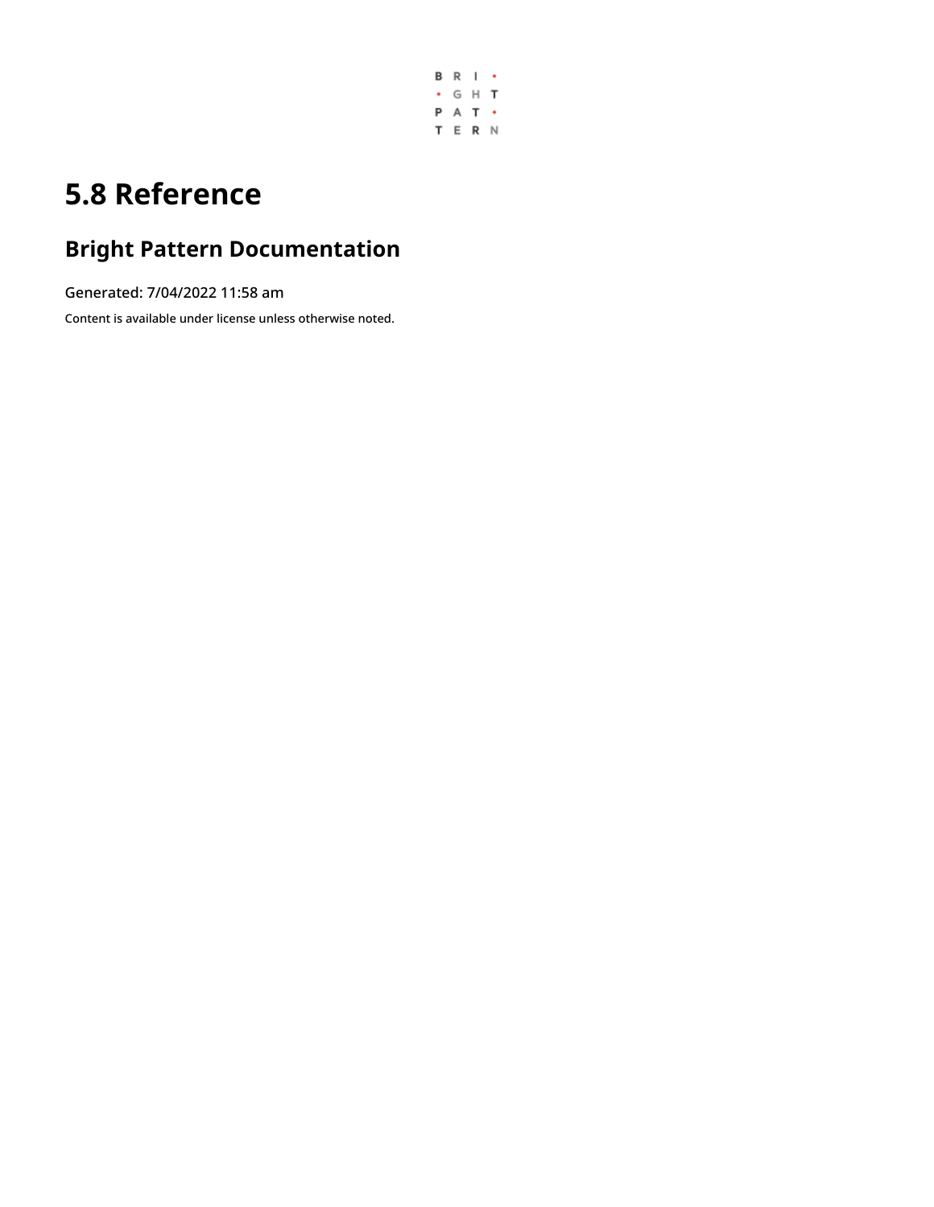# 5.8 Reference

## Bright Pattern Documentation

Generated: 7/04/2022 11:58 am

Content is available under license unless otherwise noted.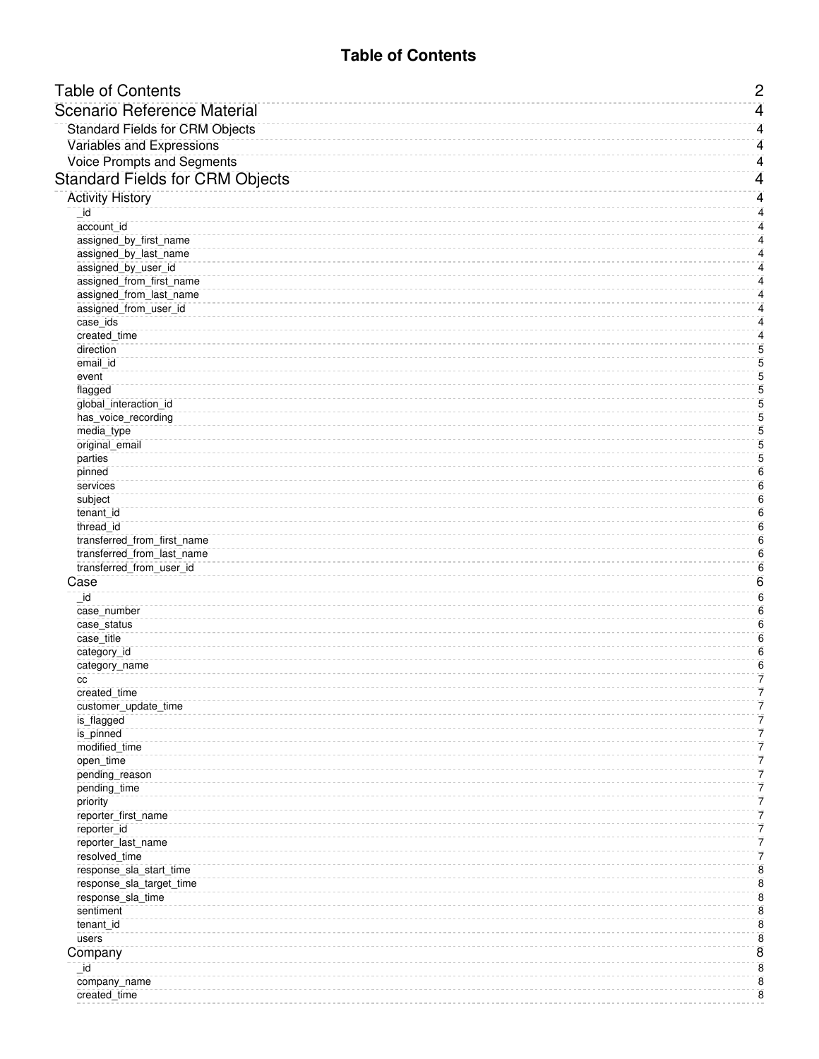# Table of Contents

- Table of Contents ........ 2
- Scenario Reference Material ........ 4
  - Standard Fields for CRM Objects ........ 4
  - Variables and Expressions ........ 4
  - Voice Prompts and Segments ........ 4
- Standard Fields for CRM Objects ........ 4
  - Activity History ........ 4
    - _id ........ 4
    - account_id ........ 4
    - assigned_by_first_name ........ 4
    - assigned_by_last_name ........ 4
    - assigned_by_user_id ........ 4
    - assigned_from_first_name ........ 4
    - assigned_from_last_name ........ 4
    - assigned_from_user_id ........ 4
    - case_ids ........ 4
    - created_time ........ 4
    - direction ........ 5
    - email_id ........ 5
    - event ........ 5
    - flagged ........ 5
    - global_interaction_id ........ 5
    - has_voice_recording ........ 5
    - media_type ........ 5
    - original_email ........ 5
    - parties ........ 5
    - pinned ........ 6
    - services ........ 6
    - subject ........ 6
    - tenant_id ........ 6
    - thread_id ........ 6
    - transferred_from_first_name ........ 6
    - transferred_from_last_name ........ 6
    - transferred_from_user_id ........ 6
  - Case ........ 6
    - _id ........ 6
    - case_number ........ 6
    - case_status ........ 6
    - case_title ........ 6
    - category_id ........ 6
    - category_name ........ 6
    - cc ........ 7
    - created_time ........ 7
    - customer_update_time ........ 7
    - is_flagged ........ 7
    - is_pinned ........ 7
    - modified_time ........ 7
    - open_time ........ 7
    - pending_reason ........ 7
    - pending_time ........ 7
    - priority ........ 7
    - reporter_first_name ........ 7
    - reporter_id ........ 7
    - reporter_last_name ........ 7
    - resolved_time ........ 7
    - response_sla_start_time ........ 8
    - response_sla_target_time ........ 8
    - response_sla_time ........ 8
    - sentiment ........ 8
    - tenant_id ........ 8
    - users ........ 8
  - Company ........ 8
    - _id ........ 8
    - company_name ........ 8
    - created_time ........ 8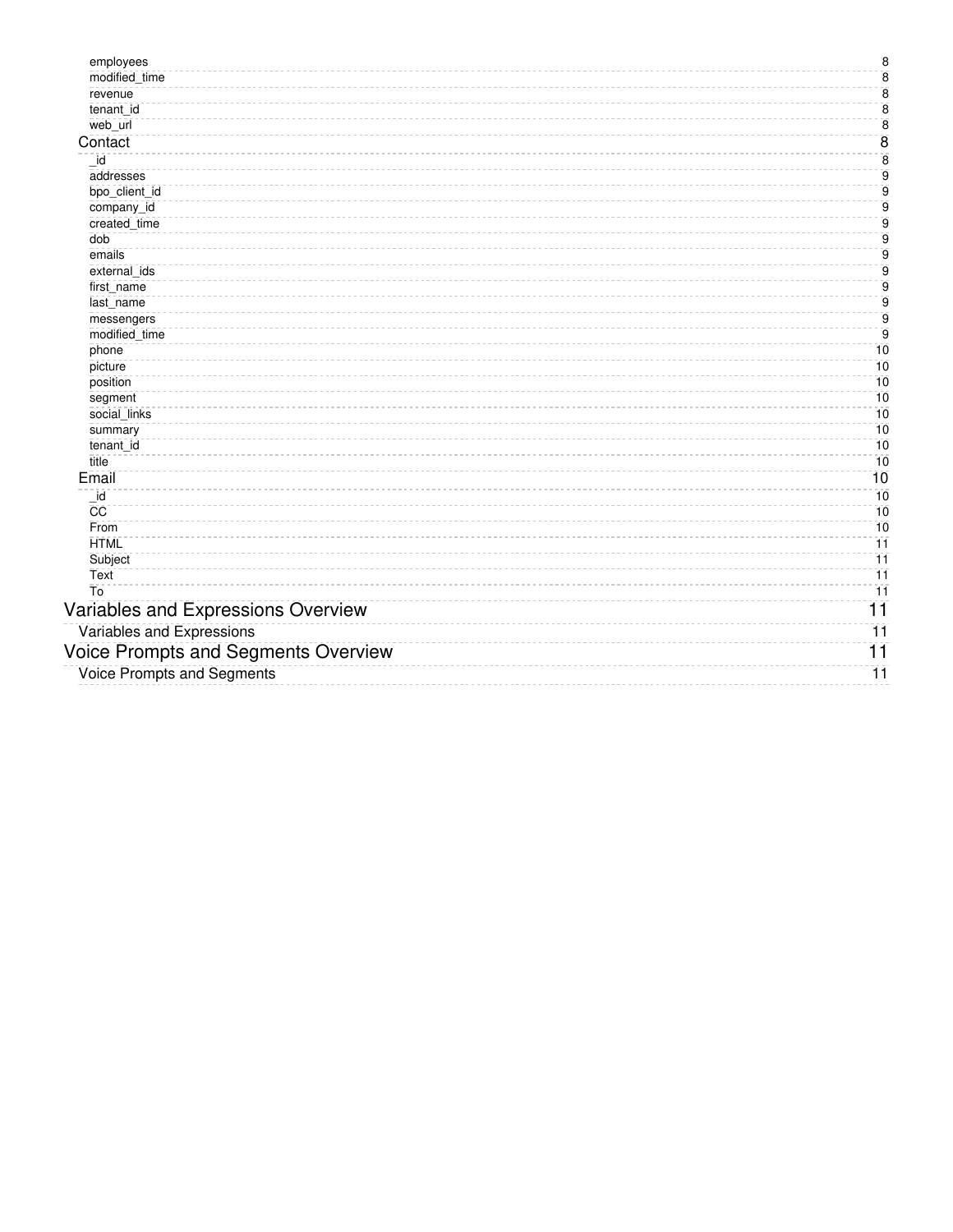- employees ........ 8
- modified_time ........ 8
- revenue ........ 8
- tenant_id ........ 8
- web_url ........ 8

Contact ........ 8

- _id ........ 8
- addresses ........ 9
- bpo_client_id ........ 9
- company_id ........ 9
- created_time ........ 9
- dob ........ 9
- emails ........ 9
- external_ids ........ 9
- first_name ........ 9
- last_name ........ 9
- messengers ........ 9
- modified_time ........ 9
- phone ........ 10
- picture ........ 10
- position ........ 10
- segment ........ 10
- social_links ........ 10
- summary ........ 10
- tenant_id ........ 10
- title ........ 10

Email ........ 10

- _id ........ 10
- CC ........ 10
- From ........ 10
- HTML ........ 11
- Subject ........ 11
- Text ........ 11
- To ........ 11

Variables and Expressions Overview ........ 11

Variables and Expressions ........ 11

Voice Prompts and Segments Overview ........ 11

Voice Prompts and Segments ........ 11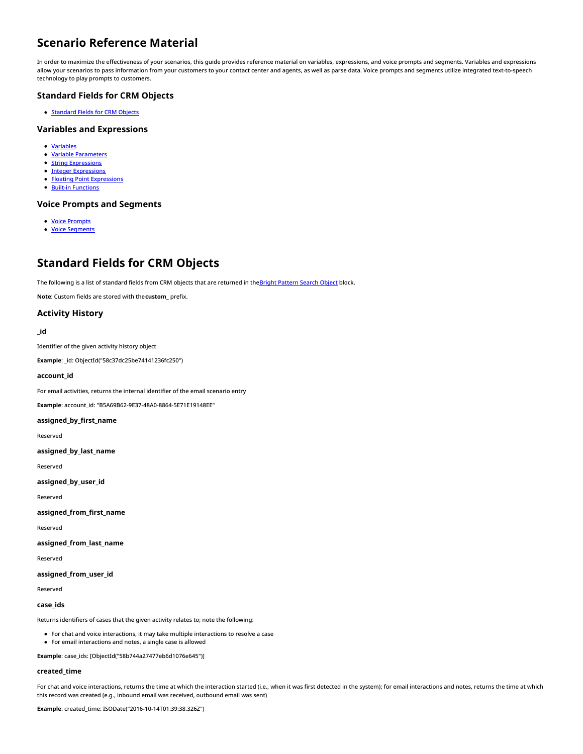# Scenario Reference Material

In order to maximize the effectiveness of your scenarios, this guide provides reference material on variables, expressions, and voice prompts and segments. Variables and expressions allow your scenarios to pass information from your customers to your contact center and agents, as well as parse data. Voice prompts and segments utilize integrated text-to-speech technology to play prompts to customers.

## Standard Fields for CRM Objects

- Standard Fields for CRM Objects

## Variables and Expressions

- Variables
- Variable Parameters
- String Expressions
- Integer Expressions
- Floating Point Expressions
- Built-in Functions

## Voice Prompts and Segments

- Voice Prompts
- Voice Segments

# Standard Fields for CRM Objects

The following is a list of standard fields from CRM objects that are returned in the Bright Pattern Search Object block.

**Note**: Custom fields are stored with the **custom_** prefix.

## Activity History

### _id

Identifier of the given activity history object

**Example**: _id: ObjectId("58c37dc25be74141236fc250")

### account_id

For email activities, returns the internal identifier of the email scenario entry

**Example**: account_id: "B5A69B62-9E37-48A0-8864-5E71E19148EE"

### assigned_by_first_name

Reserved

### assigned_by_last_name

Reserved

### assigned_by_user_id

Reserved

### assigned_from_first_name

Reserved

### assigned_from_last_name

Reserved

### assigned_from_user_id

Reserved

### case_ids

Returns identifiers of cases that the given activity relates to; note the following:

- For chat and voice interactions, it may take multiple interactions to resolve a case
- For email interactions and notes, a single case is allowed

**Example**: case_ids: [ObjectId("58b744a27477eb6d1076e645")]

### created_time

For chat and voice interactions, returns the time at which the interaction started (i.e., when it was first detected in the system); for email interactions and notes, returns the time at which this record was created (e.g., inbound email was received, outbound email was sent)

**Example**: created_time: ISODate("2016-10-14T01:39:38.326Z")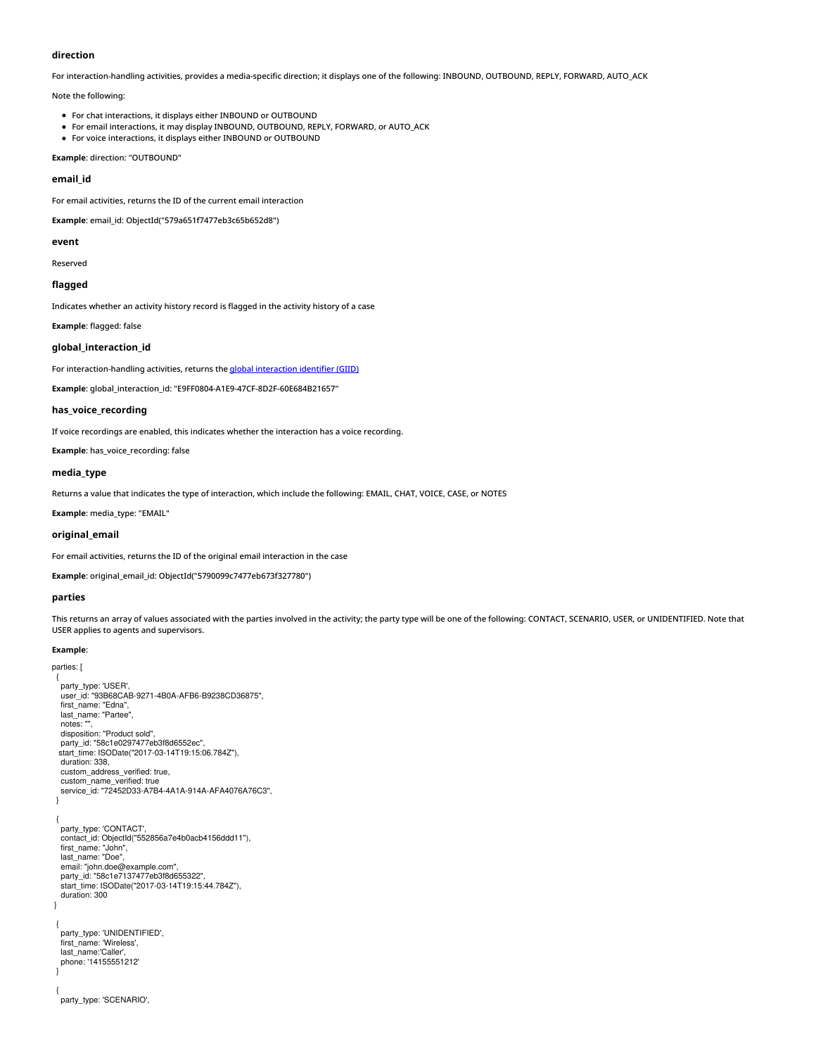### direction

For interaction-handling activities, provides a media-specific direction; it displays one of the following: INBOUND, OUTBOUND, REPLY, FORWARD, AUTO_ACK

Note the following:

- For chat interactions, it displays either INBOUND or OUTBOUND
- For email interactions, it may display INBOUND, OUTBOUND, REPLY, FORWARD, or AUTO_ACK
- For voice interactions, it displays either INBOUND or OUTBOUND

**Example**: direction: "OUTBOUND"

### email_id

For email activities, returns the ID of the current email interaction

**Example**: email_id: ObjectId("579a651f7477eb3c65b652d8")

### event

Reserved

### flagged

Indicates whether an activity history record is flagged in the activity history of a case

**Example**: flagged: false

### global_interaction_id

For interaction-handling activities, returns the global interaction identifier (GIID)

**Example**: global_interaction_id: "E9FF0804-A1E9-47CF-8D2F-60E684B21657"

### has_voice_recording

If voice recordings are enabled, this indicates whether the interaction has a voice recording.

**Example**: has_voice_recording: false

### media_type

Returns a value that indicates the type of interaction, which include the following: EMAIL, CHAT, VOICE, CASE, or NOTES

**Example**: media_type: "EMAIL"

### original_email

For email activities, returns the ID of the original email interaction in the case

**Example**: original_email_id: ObjectId("5790099c7477eb673f327780")

### parties

This returns an array of values associated with the parties involved in the activity; the party type will be one of the following: CONTACT, SCENARIO, USER, or UNIDENTIFIED. Note that USER applies to agents and supervisors.

**Example**:

```
parties: [
  {
    party_type: 'USER',
    user_id: "93B68CAB-9271-4B0A-AFB6-B9238CD36875",
    first_name: "Edna",
    last_name: "Partee",
    notes: "",
    disposition: "Product sold",
    party_id: "58c1e0297477eb3f8d6552ec",
   start_time: ISODate("2017-03-14T19:15:06.784Z"),
    duration: 338,
    custom_address_verified: true,
    custom_name_verified: true
    service_id: "72452D33-A7B4-4A1A-914A-AFA4076A76C3",
  }

  {
    party_type: 'CONTACT',
    contact_id: ObjectId("552856a7e4b0acb4156ddd11"),
    first_name: "John",
    last_name: "Doe",
    email: "john.doe@example.com",
    party_id: "58c1e7137477eb3f8d655322",
    start_time: ISODate("2017-03-14T19:15:44.784Z"),
    duration: 300
 }

  {
    party_type: 'UNIDENTIFIED',
    first_name: 'Wireless',
    last_name:'Caller',
    phone: '14155551212'
  }

  {
    party_type: 'SCENARIO',
```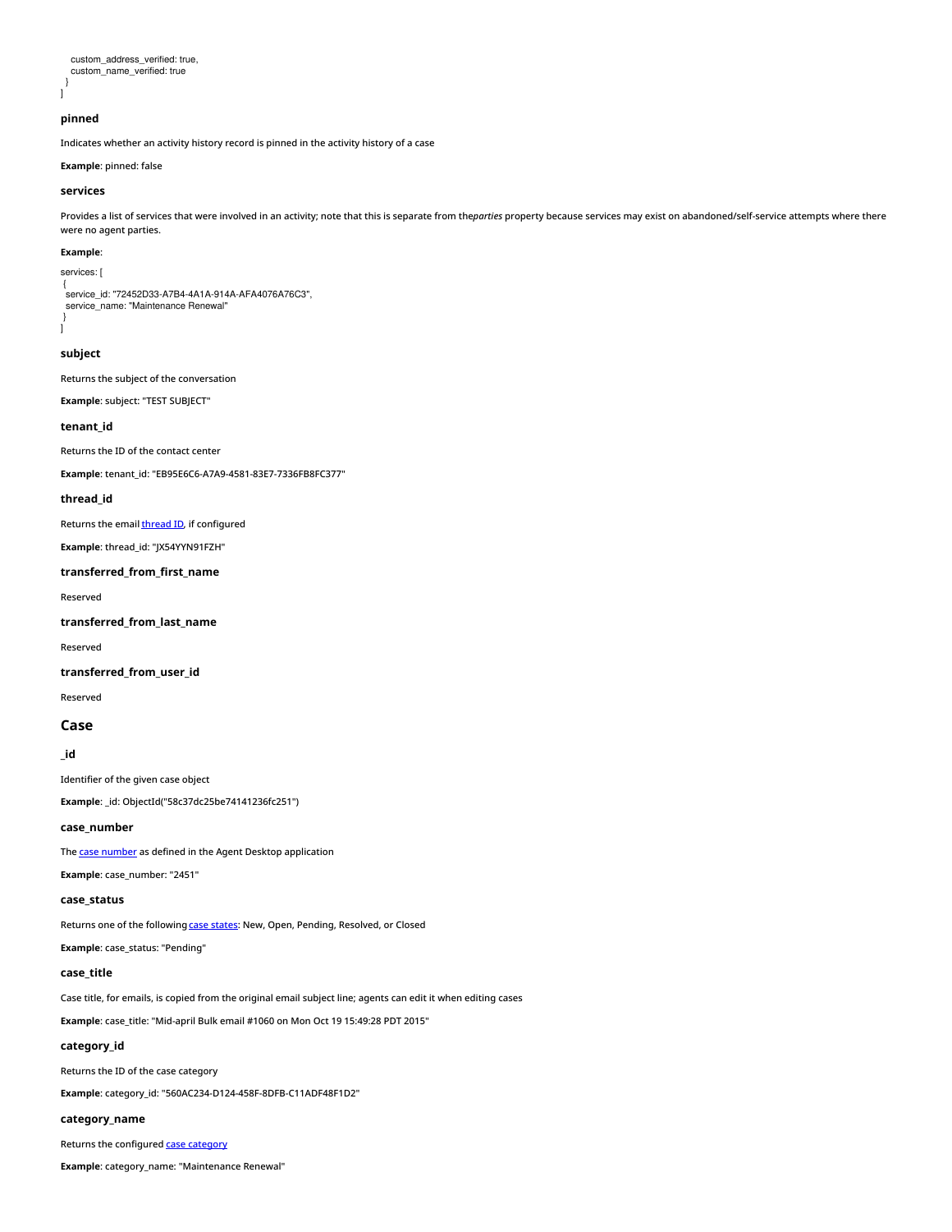```
    custom_address_verified: true,
    custom_name_verified: true
  }
]
```

### pinned

Indicates whether an activity history record is pinned in the activity history of a case

**Example**: pinned: false

### services

Provides a list of services that were involved in an activity; note that this is separate from the*parties* property because services may exist on abandoned/self-service attempts where there were no agent parties.

**Example**:

```
services: [
 {
  service_id: "72452D33-A7B4-4A1A-914A-AFA4076A76C3",
  service_name: "Maintenance Renewal"
 }
]
```

### subject

Returns the subject of the conversation

**Example**: subject: "TEST SUBJECT"

### tenant_id

Returns the ID of the contact center

**Example**: tenant_id: "EB95E6C6-A7A9-4581-83E7-7336FB8FC377"

### thread_id

Returns the email thread ID, if configured

**Example**: thread_id: "JX54YYN91FZH"

### transferred_from_first_name

Reserved

### transferred_from_last_name

Reserved

### transferred_from_user_id

Reserved

## Case

### _id

Identifier of the given case object

**Example**: _id: ObjectId("58c37dc25be74141236fc251")

### case_number

The case number as defined in the Agent Desktop application

**Example**: case_number: "2451"

### case_status

Returns one of the following case states: New, Open, Pending, Resolved, or Closed

**Example**: case_status: "Pending"

### case_title

Case title, for emails, is copied from the original email subject line; agents can edit it when editing cases

**Example**: case_title: "Mid-april Bulk email #1060 on Mon Oct 19 15:49:28 PDT 2015"

### category_id

Returns the ID of the case category

**Example**: category_id: "560AC234-D124-458F-8DFB-C11ADF48F1D2"

### category_name

Returns the configured case category

**Example**: category_name: "Maintenance Renewal"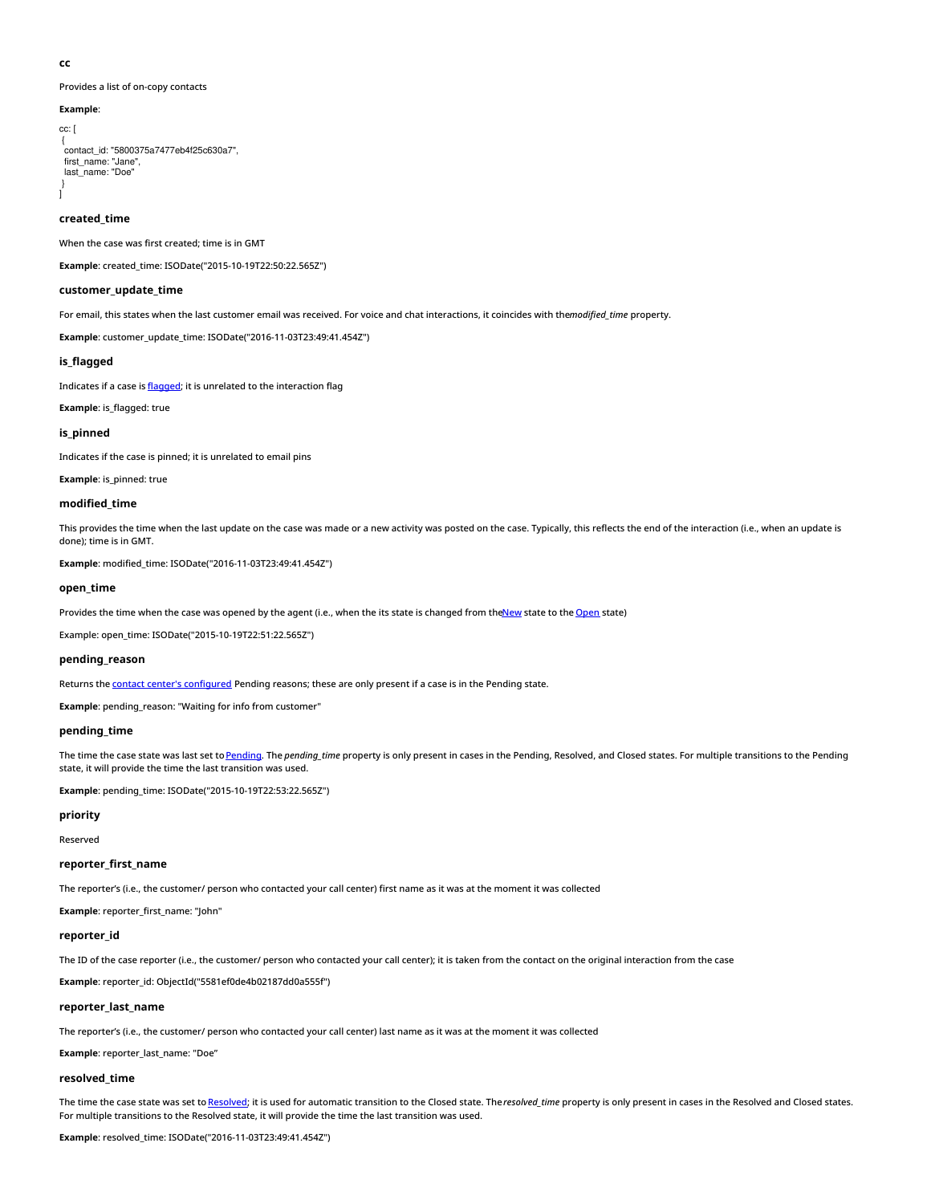### cc

Provides a list of on-copy contacts

**Example**:

```
cc: [
 {
  contact_id: "5800375a7477eb4f25c630a7",
  first_name: "Jane",
  last_name: "Doe"
 }
]
```

### created_time

When the case was first created; time is in GMT

**Example**: created_time: ISODate("2015-10-19T22:50:22.565Z")

### customer_update_time

For email, this states when the last customer email was received. For voice and chat interactions, it coincides with the*modified_time* property.

**Example**: customer_update_time: ISODate("2016-11-03T23:49:41.454Z")

### is_flagged

Indicates if a case is flagged; it is unrelated to the interaction flag

**Example**: is_flagged: true

### is_pinned

Indicates if the case is pinned; it is unrelated to email pins

**Example**: is_pinned: true

### modified_time

This provides the time when the last update on the case was made or a new activity was posted on the case. Typically, this reflects the end of the interaction (i.e., when an update is done); time is in GMT.

**Example**: modified_time: ISODate("2016-11-03T23:49:41.454Z")

### open_time

Provides the time when the case was opened by the agent (i.e., when the its state is changed from theNew state to the Open state)

Example: open_time: ISODate("2015-10-19T22:51:22.565Z")

### pending_reason

Returns the contact center's configured Pending reasons; these are only present if a case is in the Pending state.

**Example**: pending_reason: "Waiting for info from customer"

### pending_time

The time the case state was last set to Pending. The *pending_time* property is only present in cases in the Pending, Resolved, and Closed states. For multiple transitions to the Pending state, it will provide the time the last transition was used.

**Example**: pending_time: ISODate("2015-10-19T22:53:22.565Z")

### priority

Reserved

### reporter_first_name

The reporter's (i.e., the customer/ person who contacted your call center) first name as it was at the moment it was collected

**Example**: reporter_first_name: "John"

### reporter_id

The ID of the case reporter (i.e., the customer/ person who contacted your call center); it is taken from the contact on the original interaction from the case

**Example**: reporter_id: ObjectId("5581ef0de4b02187dd0a555f")

### reporter_last_name

The reporter's (i.e., the customer/ person who contacted your call center) last name as it was at the moment it was collected

**Example**: reporter_last_name: "Doe"

### resolved_time

The time the case state was set to Resolved; it is used for automatic transition to the Closed state. The*resolved_time* property is only present in cases in the Resolved and Closed states. For multiple transitions to the Resolved state, it will provide the time the last transition was used.

**Example**: resolved_time: ISODate("2016-11-03T23:49:41.454Z")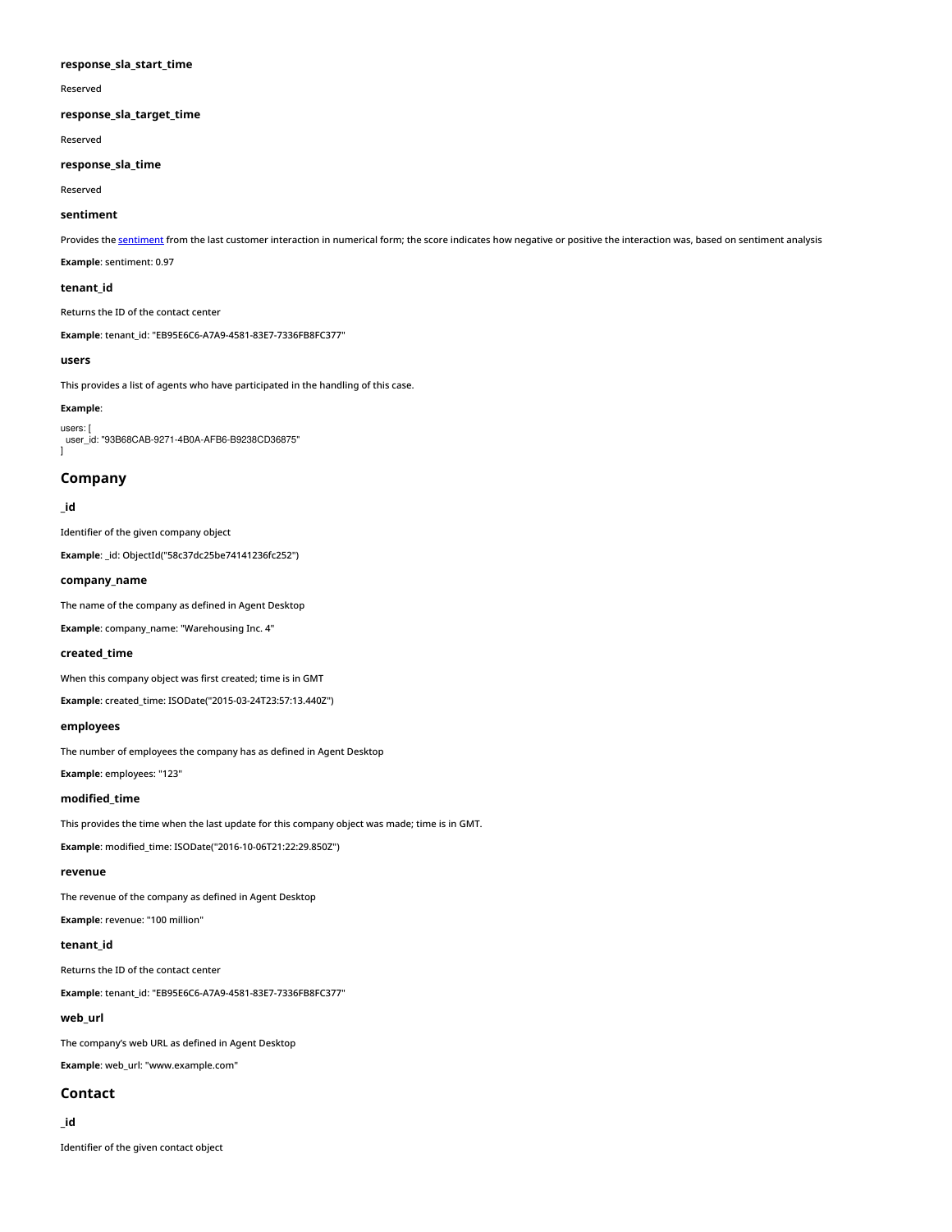#### response_sla_start_time

Reserved

#### response_sla_target_time

Reserved

#### response_sla_time

Reserved

#### sentiment

Provides the sentiment from the last customer interaction in numerical form; the score indicates how negative or positive the interaction was, based on sentiment analysis

**Example**: sentiment: 0.97

#### tenant_id

Returns the ID of the contact center

**Example**: tenant_id: "EB95E6C6-A7A9-4581-83E7-7336FB8FC377"

#### users

This provides a list of agents who have participated in the handling of this case.

**Example**:

```
users: [
  user_id: "93B68CAB-9271-4B0A-AFB6-B9238CD36875"
]
```

### Company

#### _id

Identifier of the given company object

**Example**: _id: ObjectId("58c37dc25be74141236fc252")

#### company_name

The name of the company as defined in Agent Desktop

**Example**: company_name: "Warehousing Inc. 4"

#### created_time

When this company object was first created; time is in GMT

**Example**: created_time: ISODate("2015-03-24T23:57:13.440Z")

#### employees

The number of employees the company has as defined in Agent Desktop

**Example**: employees: "123"

#### modified_time

This provides the time when the last update for this company object was made; time is in GMT.

**Example**: modified_time: ISODate("2016-10-06T21:22:29.850Z")

#### revenue

The revenue of the company as defined in Agent Desktop

**Example**: revenue: "100 million"

#### tenant_id

Returns the ID of the contact center

**Example**: tenant_id: "EB95E6C6-A7A9-4581-83E7-7336FB8FC377"

#### web_url

The company's web URL as defined in Agent Desktop

**Example**: web_url: "www.example.com"

### Contact

#### _id

Identifier of the given contact object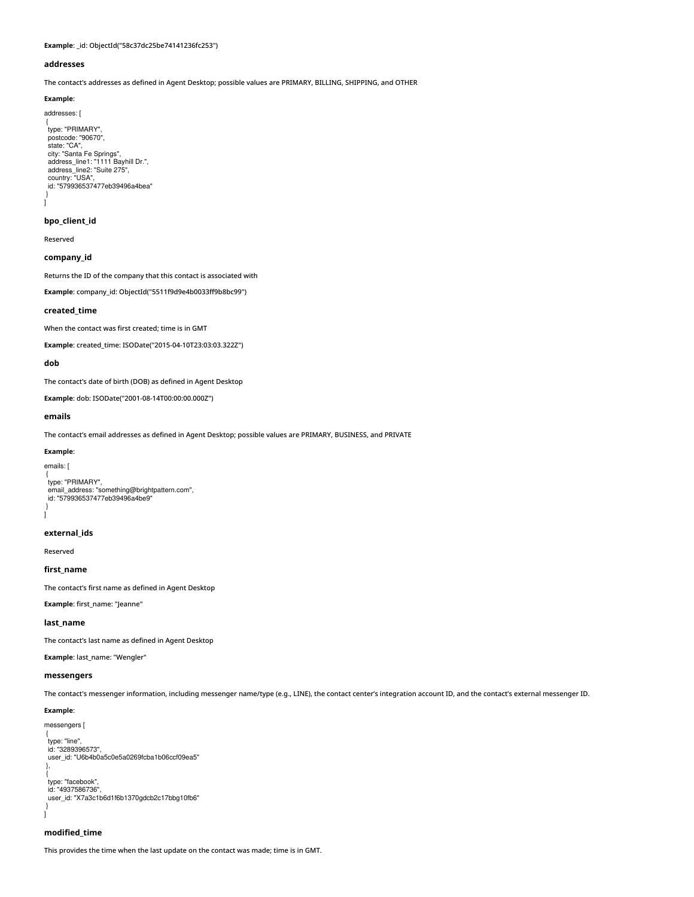**Example**: _id: ObjectId("58c37dc25be74141236fc253")

### addresses

The contact's addresses as defined in Agent Desktop; possible values are PRIMARY, BILLING, SHIPPING, and OTHER

**Example**:

```
addresses: [
 {
  type: "PRIMARY",
  postcode: "90670",
  state: "CA",
  city: "Santa Fe Springs",
  address_line1: "1111 Bayhill Dr.",
  address_line2: "Suite 275",
  country: "USA",
  id: "579936537477eb39496a4bea"
 }
]
```

### bpo_client_id

Reserved

### company_id

Returns the ID of the company that this contact is associated with

**Example**: company_id: ObjectId("5511f9d9e4b0033ff9b8bc99")

### created_time

When the contact was first created; time is in GMT

**Example**: created_time: ISODate("2015-04-10T23:03:03.322Z")

### dob

The contact's date of birth (DOB) as defined in Agent Desktop

**Example**: dob: ISODate("2001-08-14T00:00:00.000Z")

### emails

The contact's email addresses as defined in Agent Desktop; possible values are PRIMARY, BUSINESS, and PRIVATE

**Example**:

```
emails: [
 {
  type: "PRIMARY",
  email_address: "something@brightpattern.com",
  id: "579936537477eb39496a4be9"
 }
]
```

### external_ids

Reserved

### first_name

The contact's first name as defined in Agent Desktop

**Example**: first_name: "Jeanne"

### last_name

The contact's last name as defined in Agent Desktop

**Example**: last_name: "Wengler"

### messengers

The contact's messenger information, including messenger name/type (e.g., LINE), the contact center's integration account ID, and the contact's external messenger ID.

**Example**:

```
messengers [
 {
  type: "line",
  id: "3289396573",
  user_id: "U6b4b0a5c0e5a0269fcba1b06ccf09ea5"
 },
 {
  type: "facebook",
  id: "4937586736",
  user_id: "X7a3c1b6d1f6b1370gdcb2c17bbg10fb6"
 }
]
```

### modified_time

This provides the time when the last update on the contact was made; time is in GMT.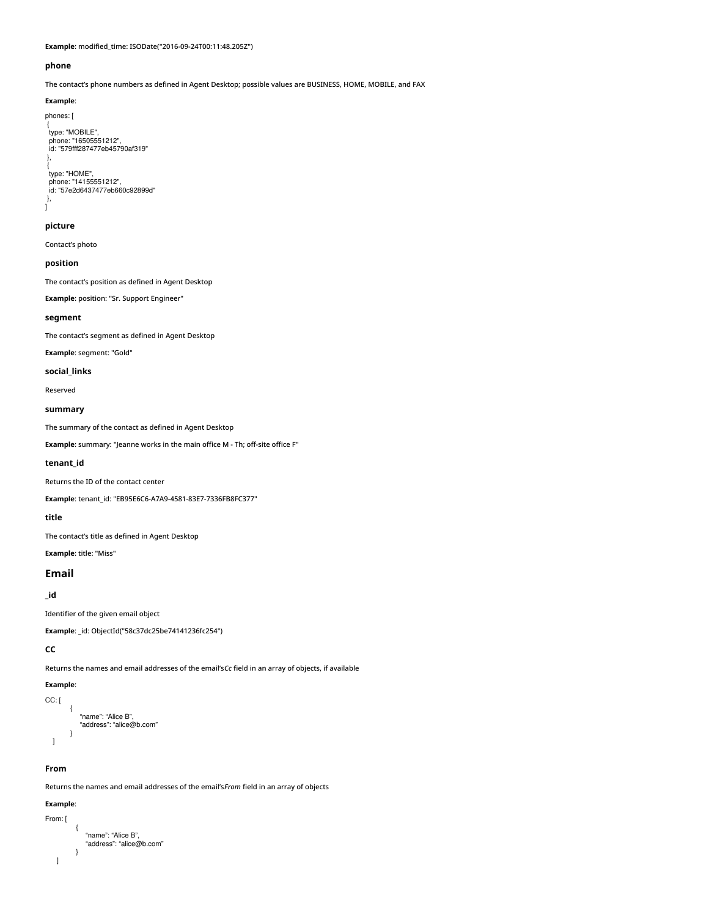**Example**: modified_time: ISODate("2016-09-24T00:11:48.205Z")

### phone

The contact's phone numbers as defined in Agent Desktop; possible values are BUSINESS, HOME, MOBILE, and FAX

**Example**:

```
phones: [
 {
  type: "MOBILE",
  phone: "16505551212",
  id: "579fff287477eb45790af319"
 },
 {
  type: "HOME",
  phone: "14155551212",
  id: "57e2d6437477eb660c92899d"
 },
]
```

### picture

Contact's photo

### position

The contact's position as defined in Agent Desktop

**Example**: position: "Sr. Support Engineer"

### segment

The contact's segment as defined in Agent Desktop

**Example**: segment: "Gold"

### social_links

Reserved

### summary

The summary of the contact as defined in Agent Desktop

**Example**: summary: "Jeanne works in the main office M - Th; off-site office F"

### tenant_id

Returns the ID of the contact center

**Example**: tenant_id: "EB95E6C6-A7A9-4581-83E7-7336FB8FC377"

### title

The contact's title as defined in Agent Desktop

**Example**: title: "Miss"

## Email

### _id

Identifier of the given email object

**Example**: _id: ObjectId("58c37dc25be74141236fc254")

### CC

Returns the names and email addresses of the email's*Cc* field in an array of objects, if available

**Example**:

```
CC: [
        {
            "name": "Alice B",
            "address": "alice@b.com"
        }
    ]
```

### From

Returns the names and email addresses of the email's*From* field in an array of objects

**Example**:

```
From: [
        {
            "name": "Alice B",
            "address": "alice@b.com"
        }
    ]
```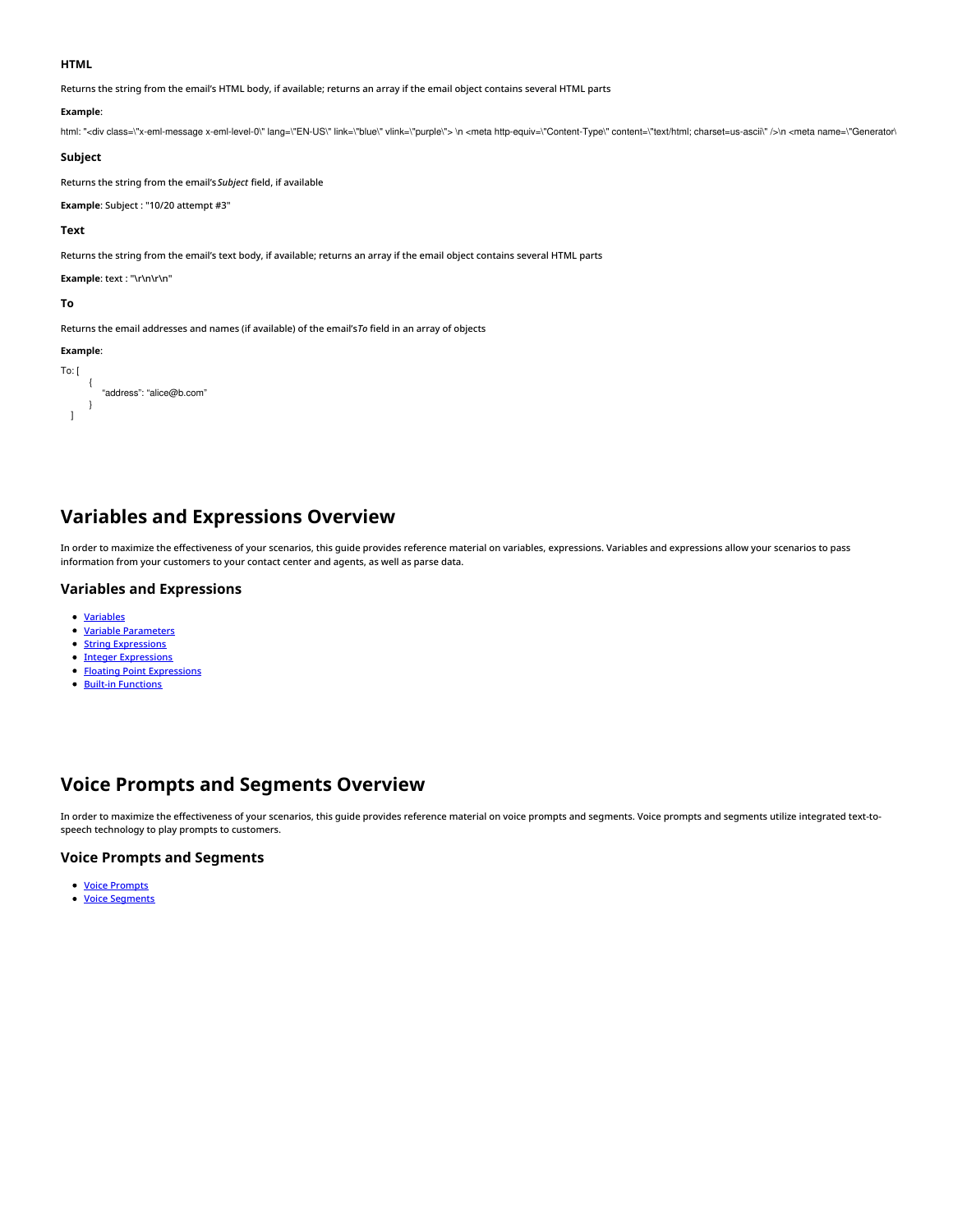### HTML

Returns the string from the email's HTML body, if available; returns an array if the email object contains several HTML parts

**Example**:

```
html: "<div class=\"x-eml-message x-eml-level-0\" lang=\"EN-US\" link=\"blue\" vlink=\"purple\"> \n <meta http-equiv=\"Content-Type\" content=\"text/html; charset=us-ascii\" />\n <meta name=\"Generator\
```

### Subject

Returns the string from the email's *Subject* field, if available

**Example**: Subject : "10/20 attempt #3"

### Text

Returns the string from the email's text body, if available; returns an array if the email object contains several HTML parts

**Example**: text : "\r\n\r\n"

### To

Returns the email addresses and names (if available) of the email's *To* field in an array of objects

**Example**:

```
To: [
      {
          "address": "alice@b.com"
      }
  ]
```

## Variables and Expressions Overview

In order to maximize the effectiveness of your scenarios, this guide provides reference material on variables, expressions. Variables and expressions allow your scenarios to pass information from your customers to your contact center and agents, as well as parse data.

### Variables and Expressions

- Variables
- Variable Parameters
- String Expressions
- Integer Expressions
- Floating Point Expressions
- Built-in Functions

## Voice Prompts and Segments Overview

In order to maximize the effectiveness of your scenarios, this guide provides reference material on voice prompts and segments. Voice prompts and segments utilize integrated text-to-speech technology to play prompts to customers.

### Voice Prompts and Segments

- Voice Prompts
- Voice Segments